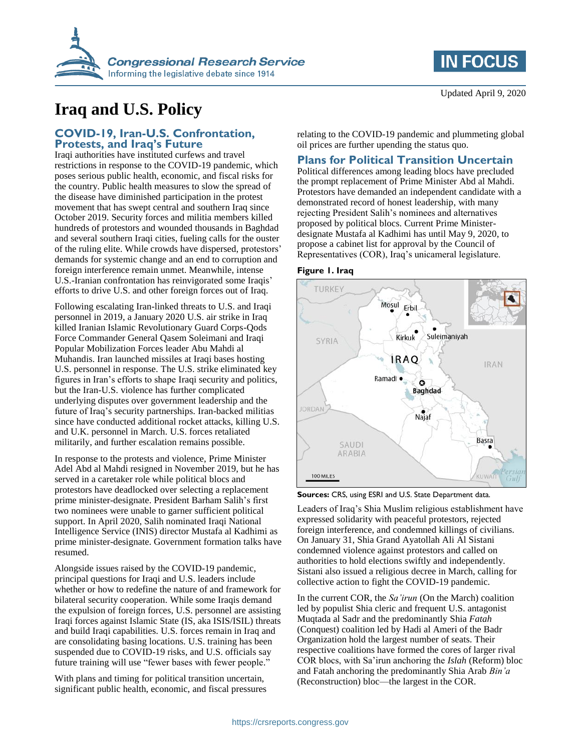# Iraq and U.S. Policy

Updated April 9, 2020

## COVID-19, Iran-U.S. Confrontation, Protests, and Iraq's Future

Iraqi authorities have instituted curfews and travel restrictions in response to the COVID-19 pandemic, which poses serious public health, economic, and fiscal risks for the country. Public health measures to slow the spread of the disease have diminished participation in the protest movement that has swept central and southern Iraq since October 2019. Security forces and militia members killed hundreds of protestors and wounded thousands in Baghdad and several southern Iraqi cities, fueling calls for the ouster of the ruling elite. While crowds have dispersed, protestors' demands for systemic change and an end to corruption and foreign interference remain unmet. Meanwhile, intense U.S.-Iranian confrontation has reinvigorated some Iraqis' efforts to drive U.S. and other foreign forces out of Iraq.

Following escalating Iran-linked threats to U.S. and Iraqi personnel in 2019, a January 2020 U.S. air strike in Iraq killed Iranian Islamic Revolutionary Guard Corps-Qods Force Commander General Qasem Soleimani and Iraqi Popular Mobilization Forces leader Abu Mahdi al Muhandis. Iran launched missiles at Iraqi bases hosting U.S. personnel in response. The U.S. strike eliminated key figures in Iran's efforts to shape Iraqi security and politics, but the Iran-U.S. violence has further complicated underlying disputes over government leadership and the future of Iraq's security partnerships. Iran-backed militias since have conducted additional rocket attacks, killing U.S. and U.K. personnel in March. U.S. forces retaliated militarily, and further escalation remains possible.

In response to the protests and violence, Prime Minister Adel Abd al Mahdi resigned in November 2019, but he has served in a caretaker role while political blocs and protestors have deadlocked over selecting a replacement prime minister-designate. President Barham Salih's first two nominees were unable to garner sufficient political support. In April 2020, Salih nominated Iraqi National Intelligence Service (INIS) director Mustafa al Kadhimi as prime minister-designate. Government formation talks have resumed.

Alongside issues raised by the COVID-19 pandemic, principal questions for Iraqi and U.S. leaders include whether or how to redefine the nature of and framework for bilateral security cooperation. While some Iraqis demand the expulsion of foreign forces, U.S. personnel are assisting Iraqi forces against Islamic State (IS, aka ISIS/ISIL) threats and build Iraqi capabilities. U.S. forces remain in Iraq and are consolidating basing locations. U.S. training has been suspended due to COVID-19 risks, and U.S. officials say future training will use "fewer bases with fewer people."

With plans and timing for political transition uncertain, significant public health, economic, and fiscal pressures relating to the COVID-19 pandemic and plummeting global oil prices are further upending the status quo.

## Plans for Political Transition Uncertain

Political differences among leading blocs have precluded the prompt replacement of Prime Minister Abd al Mahdi. Protestors have demanded an independent candidate with a demonstrated record of honest leadership, with many rejecting President Salih's nominees and alternatives proposed by political blocs. Current Prime Minister-designate Mustafa al Kadhimi has until May 9, 2020, to propose a cabinet list for approval by the Council of Representatives (COR), Iraq's unicameral legislature.

**Figure 1. Iraq**

**Sources:** CRS, using ESRI and U.S. State Department data.

Leaders of Iraq's Shia Muslim religious establishment have expressed solidarity with peaceful protestors, rejected foreign interference, and condemned killings of civilians. On January 31, Shia Grand Ayatollah Ali Al Sistani condemned violence against protestors and called on authorities to hold elections swiftly and independently. Sistani also issued a religious decree in March, calling for collective action to fight the COVID-19 pandemic.

In the current COR, the *Sa'irun* (On the March) coalition led by populist Shia cleric and frequent U.S. antagonist Muqtada al Sadr and the predominantly Shia *Fatah* (Conquest) coalition led by Hadi al Ameri of the Badr Organization hold the largest number of seats. Their respective coalitions have formed the cores of larger rival COR blocs, with Sa'irun anchoring the *Islah* (Reform) bloc and Fatah anchoring the predominantly Shia Arab *Bin'a* (Reconstruction) bloc—the largest in the COR.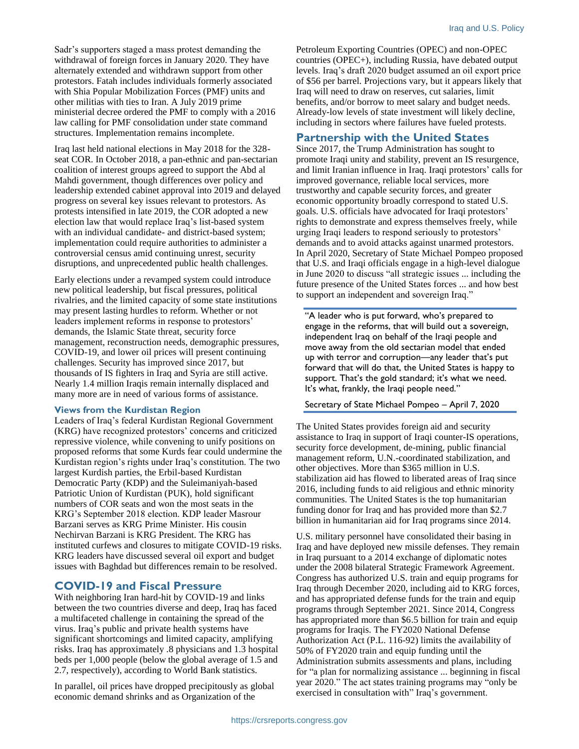Sadr's supporters staged a mass protest demanding the withdrawal of foreign forces in January 2020. They have alternately extended and withdrawn support from other protestors. Fatah includes individuals formerly associated with Shia Popular Mobilization Forces (PMF) units and other militias with ties to Iran. A July 2019 prime ministerial decree ordered the PMF to comply with a 2016 law calling for PMF consolidation under state command structures. Implementation remains incomplete.

Iraq last held national elections in May 2018 for the 328-seat COR. In October 2018, a pan-ethnic and pan-sectarian coalition of interest groups agreed to support the Abd al Mahdi government, though differences over policy and leadership extended cabinet approval into 2019 and delayed progress on several key issues relevant to protestors. As protests intensified in late 2019, the COR adopted a new election law that would replace Iraq's list-based system with an individual candidate- and district-based system; implementation could require authorities to administer a controversial census amid continuing unrest, security disruptions, and unprecedented public health challenges.

Early elections under a revamped system could introduce new political leadership, but fiscal pressures, political rivalries, and the limited capacity of some state institutions may present lasting hurdles to reform. Whether or not leaders implement reforms in response to protestors' demands, the Islamic State threat, security force management, reconstruction needs, demographic pressures, COVID-19, and lower oil prices will present continuing challenges. Security has improved since 2017, but thousands of IS fighters in Iraq and Syria are still active. Nearly 1.4 million Iraqis remain internally displaced and many more are in need of various forms of assistance.

### Views from the Kurdistan Region

Leaders of Iraq's federal Kurdistan Regional Government (KRG) have recognized protestors' concerns and criticized repressive violence, while convening to unify positions on proposed reforms that some Kurds fear could undermine the Kurdistan region's rights under Iraq's constitution. The two largest Kurdish parties, the Erbil-based Kurdistan Democratic Party (KDP) and the Suleimaniyah-based Patriotic Union of Kurdistan (PUK), hold significant numbers of COR seats and won the most seats in the KRG's September 2018 election. KDP leader Masrour Barzani serves as KRG Prime Minister. His cousin Nechirvan Barzani is KRG President. The KRG has instituted curfews and closures to mitigate COVID-19 risks. KRG leaders have discussed several oil export and budget issues with Baghdad but differences remain to be resolved.

## COVID-19 and Fiscal Pressure

With neighboring Iran hard-hit by COVID-19 and links between the two countries diverse and deep, Iraq has faced a multifaceted challenge in containing the spread of the virus. Iraq's public and private health systems have significant shortcomings and limited capacity, amplifying risks. Iraq has approximately .8 physicians and 1.3 hospital beds per 1,000 people (below the global average of 1.5 and 2.7, respectively), according to World Bank statistics.

In parallel, oil prices have dropped precipitously as global economic demand shrinks and as Organization of the Petroleum Exporting Countries (OPEC) and non-OPEC countries (OPEC+), including Russia, have debated output levels. Iraq's draft 2020 budget assumed an oil export price of $56 per barrel. Projections vary, but it appears likely that Iraq will need to draw on reserves, cut salaries, limit benefits, and/or borrow to meet salary and budget needs. Already-low levels of state investment will likely decline, including in sectors where failures have fueled protests.

## Partnership with the United States

Since 2017, the Trump Administration has sought to promote Iraqi unity and stability, prevent an IS resurgence, and limit Iranian influence in Iraq. Iraqi protestors' calls for improved governance, reliable local services, more trustworthy and capable security forces, and greater economic opportunity broadly correspond to stated U.S. goals. U.S. officials have advocated for Iraqi protestors' rights to demonstrate and express themselves freely, while urging Iraqi leaders to respond seriously to protestors' demands and to avoid attacks against unarmed protestors. In April 2020, Secretary of State Michael Pompeo proposed that U.S. and Iraqi officials engage in a high-level dialogue in June 2020 to discuss "all strategic issues ... including the future presence of the United States forces ... and how best to support an independent and sovereign Iraq."

> "A leader who is put forward, who's prepared to engage in the reforms, that will build out a sovereign, independent Iraq on behalf of the Iraqi people and move away from the old sectarian model that ended up with terror and corruption—any leader that's put forward that will do that, the United States is happy to support. That's the gold standard; it's what we need. It's what, frankly, the Iraqi people need."
>
> Secretary of State Michael Pompeo – April 7, 2020

The United States provides foreign aid and security assistance to Iraq in support of Iraqi counter-IS operations, security force development, de-mining, public financial management reform, U.N.-coordinated stabilization, and other objectives. More than $365 million in U.S. stabilization aid has flowed to liberated areas of Iraq since 2016, including funds to aid religious and ethnic minority communities. The United States is the top humanitarian funding donor for Iraq and has provided more than $2.7 billion in humanitarian aid for Iraq programs since 2014.

U.S. military personnel have consolidated their basing in Iraq and have deployed new missile defenses. They remain in Iraq pursuant to a 2014 exchange of diplomatic notes under the 2008 bilateral Strategic Framework Agreement. Congress has authorized U.S. train and equip programs for Iraq through December 2020, including aid to KRG forces, and has appropriated defense funds for the train and equip programs through September 2021. Since 2014, Congress has appropriated more than $6.5 billion for train and equip programs for Iraqis. The FY2020 National Defense Authorization Act (P.L. 116-92) limits the availability of 50% of FY2020 train and equip funding until the Administration submits assessments and plans, including for "a plan for normalizing assistance ... beginning in fiscal year 2020." The act states training programs may "only be exercised in consultation with" Iraq's government.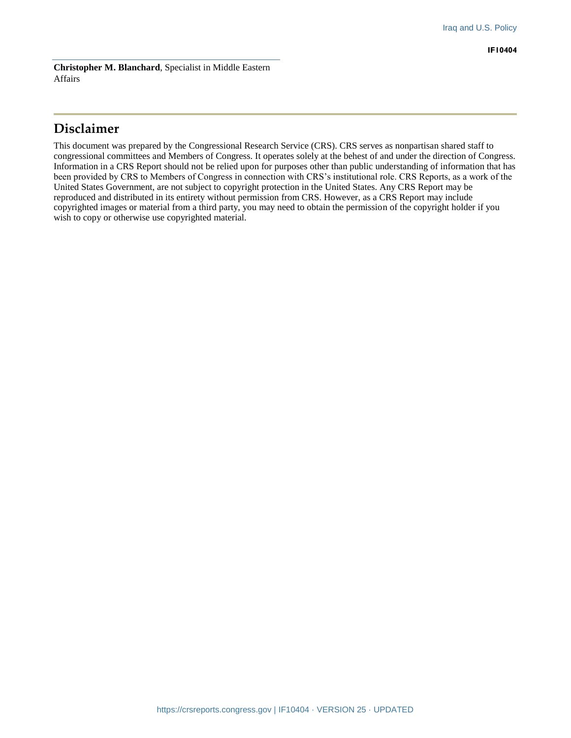**Christopher M. Blanchard**, Specialist in Middle Eastern Affairs

## Disclaimer

This document was prepared by the Congressional Research Service (CRS). CRS serves as nonpartisan shared staff to congressional committees and Members of Congress. It operates solely at the behest of and under the direction of Congress. Information in a CRS Report should not be relied upon for purposes other than public understanding of information that has been provided by CRS to Members of Congress in connection with CRS's institutional role. CRS Reports, as a work of the United States Government, are not subject to copyright protection in the United States. Any CRS Report may be reproduced and distributed in its entirety without permission from CRS. However, as a CRS Report may include copyrighted images or material from a third party, you may need to obtain the permission of the copyright holder if you wish to copy or otherwise use copyrighted material.